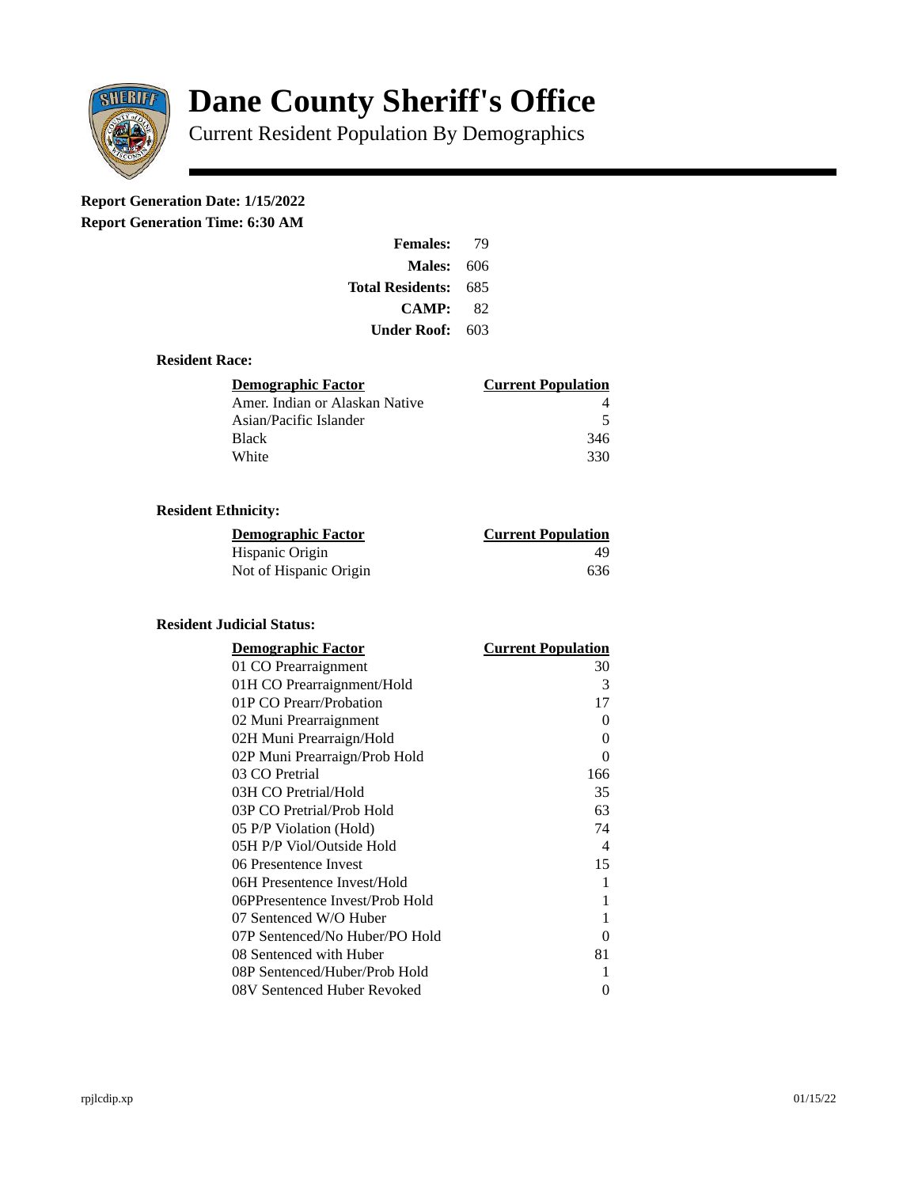# Dane County Sheriff's Office

## Current Resident Population By Demographics

**Report Generation Date: 1/15/2022**
**Report Generation Time: 6:30 AM**

| | |
|---|---|
| **Females:** | 79 |
| **Males:** | 606 |
| **Total Residents:** | 685 |
| **CAMP:** | 82 |
| **Under Roof:** | 603 |

### Resident Race:

| Demographic Factor | Current Population |
|---|---|
| Amer. Indian or Alaskan Native | 4 |
| Asian/Pacific Islander | 5 |
| Black | 346 |
| White | 330 |

### Resident Ethnicity:

| Demographic Factor | Current Population |
|---|---|
| Hispanic Origin | 49 |
| Not of Hispanic Origin | 636 |

### Resident Judicial Status:

| Demographic Factor | Current Population |
|---|---|
| 01 CO Prearraignment | 30 |
| 01H CO Prearraignment/Hold | 3 |
| 01P CO Prearr/Probation | 17 |
| 02 Muni Prearraignment | 0 |
| 02H Muni Prearraign/Hold | 0 |
| 02P Muni Prearraign/Prob Hold | 0 |
| 03 CO Pretrial | 166 |
| 03H CO Pretrial/Hold | 35 |
| 03P CO Pretrial/Prob Hold | 63 |
| 05 P/P Violation (Hold) | 74 |
| 05H P/P Viol/Outside Hold | 4 |
| 06 Presentence Invest | 15 |
| 06H Presentence Invest/Hold | 1 |
| 06PPresentence Invest/Prob Hold | 1 |
| 07 Sentenced W/O Huber | 1 |
| 07P Sentenced/No Huber/PO Hold | 0 |
| 08 Sentenced with Huber | 81 |
| 08P Sentenced/Huber/Prob Hold | 1 |
| 08V Sentenced Huber Revoked | 0 |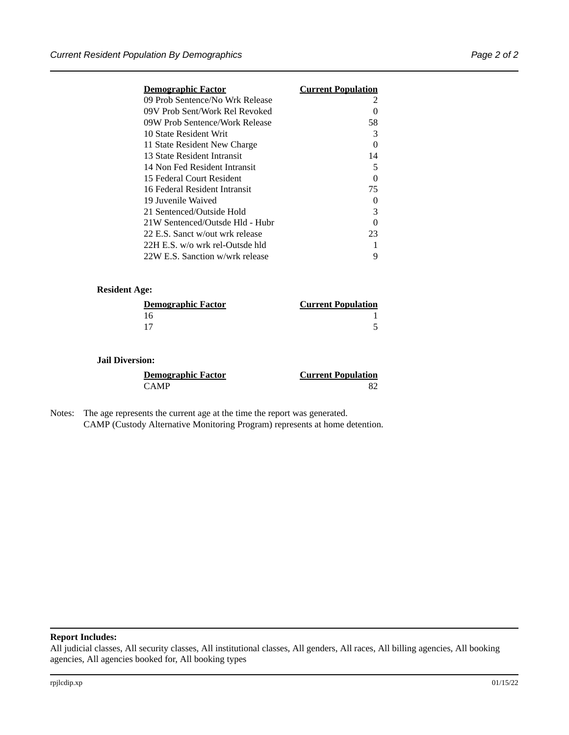| Demographic Factor | Current Population |
|---|---|
| 09 Prob Sentence/No Wrk Release | 2 |
| 09V Prob Sent/Work Rel Revoked | 0 |
| 09W Prob Sentence/Work Release | 58 |
| 10 State Resident Writ | 3 |
| 11 State Resident New Charge | 0 |
| 13 State Resident Intransit | 14 |
| 14 Non Fed Resident Intransit | 5 |
| 15 Federal Court Resident | 0 |
| 16 Federal Resident Intransit | 75 |
| 19 Juvenile Waived | 0 |
| 21 Sentenced/Outside Hold | 3 |
| 21W Sentenced/Outsde Hld - Hubr | 0 |
| 22 E.S. Sanct w/out wrk release | 23 |
| 22H E.S. w/o wrk rel-Outsde hld | 1 |
| 22W E.S. Sanction w/wrk release | 9 |

**Resident Age:**

| Demographic Factor | Current Population |
|---|---|
| 16 | 1 |
| 17 | 5 |

**Jail Diversion:**

| Demographic Factor | Current Population |
|---|---|
| CAMP | 82 |

Notes: The age represents the current age at the time the report was generated.
CAMP (Custody Alternative Monitoring Program) represents at home detention.

**Report Includes:**

All judicial classes, All security classes, All institutional classes, All genders, All races, All billing agencies, All booking agencies, All agencies booked for, All booking types

rpjlcdip.xp 01/15/22